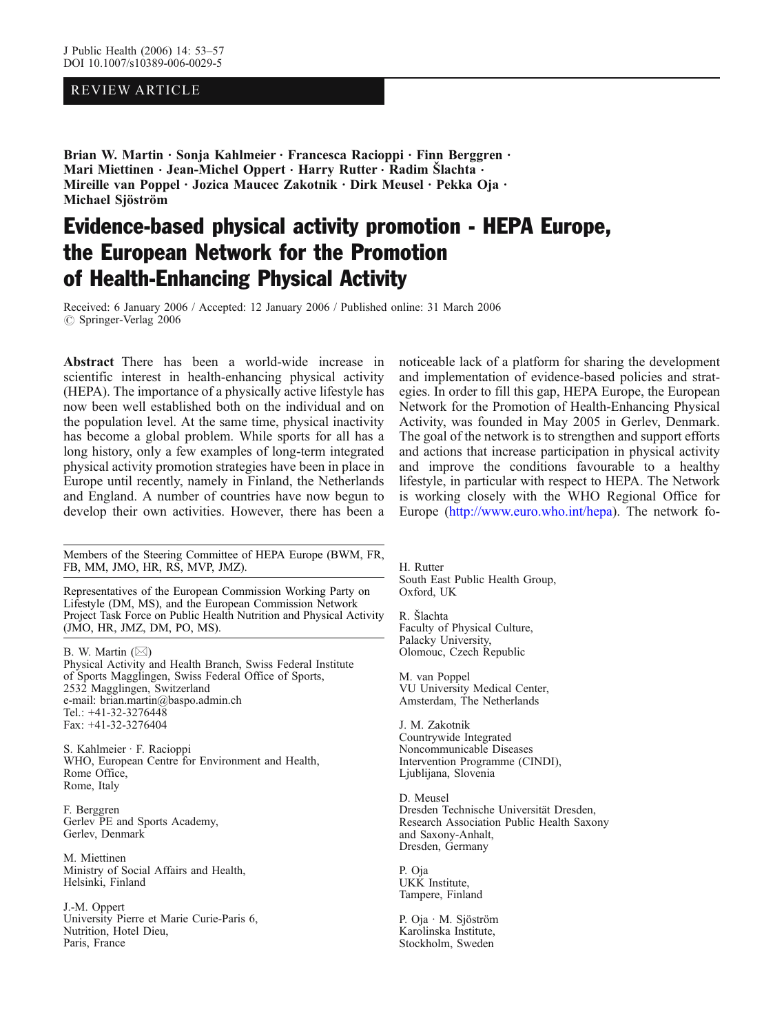REVIEW ARTICLE

**Brian W. Martin · Sonja Kahlmeier · Francesca Racioppi · Finn Berggren · Mari Miettinen · Jean-Michel Oppert · Harry Rutter · Radim Šlachta · Mireille van Poppel · Jozica Maucec Zakotnik · Dirk Meusel · Pekka Oja · Michael Sjöström**

# Evidence-based physical activity promotion - HEPA Europe, the European Network for the Promotion of Health-Enhancing Physical Activity

Received: 6 January 2006 / Accepted: 12 January 2006 / Published online: 31 March 2006
© Springer-Verlag 2006

**Abstract** There has been a world-wide increase in scientific interest in health-enhancing physical activity (HEPA). The importance of a physically active lifestyle has now been well established both on the individual and on the population level. At the same time, physical inactivity has become a global problem. While sports for all has a long history, only a few examples of long-term integrated physical activity promotion strategies have been in place in Europe until recently, namely in Finland, the Netherlands and England. A number of countries have now begun to develop their own activities. However, there has been a noticeable lack of a platform for sharing the development and implementation of evidence-based policies and strategies. In order to fill this gap, HEPA Europe, the European Network for the Promotion of Health-Enhancing Physical Activity, was founded in May 2005 in Gerlev, Denmark. The goal of the network is to strengthen and support efforts and actions that increase participation in physical activity and improve the conditions favourable to a healthy lifestyle, in particular with respect to HEPA. The Network is working closely with the WHO Regional Office for Europe (http://www.euro.who.int/hepa). The network fo-

---

Members of the Steering Committee of HEPA Europe (BWM, FR, FB, MM, JMO, HR, RS, MVP, JMZ).

Representatives of the European Commission Working Party on Lifestyle (DM, MS), and the European Commission Network Project Task Force on Public Health Nutrition and Physical Activity (JMO, HR, JMZ, DM, PO, MS).

B. W. Martin (✉)
Physical Activity and Health Branch, Swiss Federal Institute of Sports Magglingen, Swiss Federal Office of Sports,
2532 Magglingen, Switzerland
e-mail: brian.martin@baspo.admin.ch
Tel.: +41-32-3276448
Fax: +41-32-3276404

S. Kahlmeier · F. Racioppi
WHO, European Centre for Environment and Health,
Rome Office,
Rome, Italy

F. Berggren
Gerlev PE and Sports Academy,
Gerlev, Denmark

M. Miettinen
Ministry of Social Affairs and Health,
Helsinki, Finland

J.-M. Oppert
University Pierre et Marie Curie-Paris 6,
Nutrition, Hotel Dieu,
Paris, France

H. Rutter
South East Public Health Group,
Oxford, UK

R. Šlachta
Faculty of Physical Culture,
Palacky University,
Olomouc, Czech Republic

M. van Poppel
VU University Medical Center,
Amsterdam, The Netherlands

J. M. Zakotnik
Countrywide Integrated
Noncommunicable Diseases
Intervention Programme (CINDI),
Ljubljana, Slovenia

D. Meusel
Dresden Technische Universität Dresden,
Research Association Public Health Saxony
and Saxony-Anhalt,
Dresden, Germany

P. Oja
UKK Institute,
Tampere, Finland

P. Oja · M. Sjöström
Karolinska Institute,
Stockholm, Sweden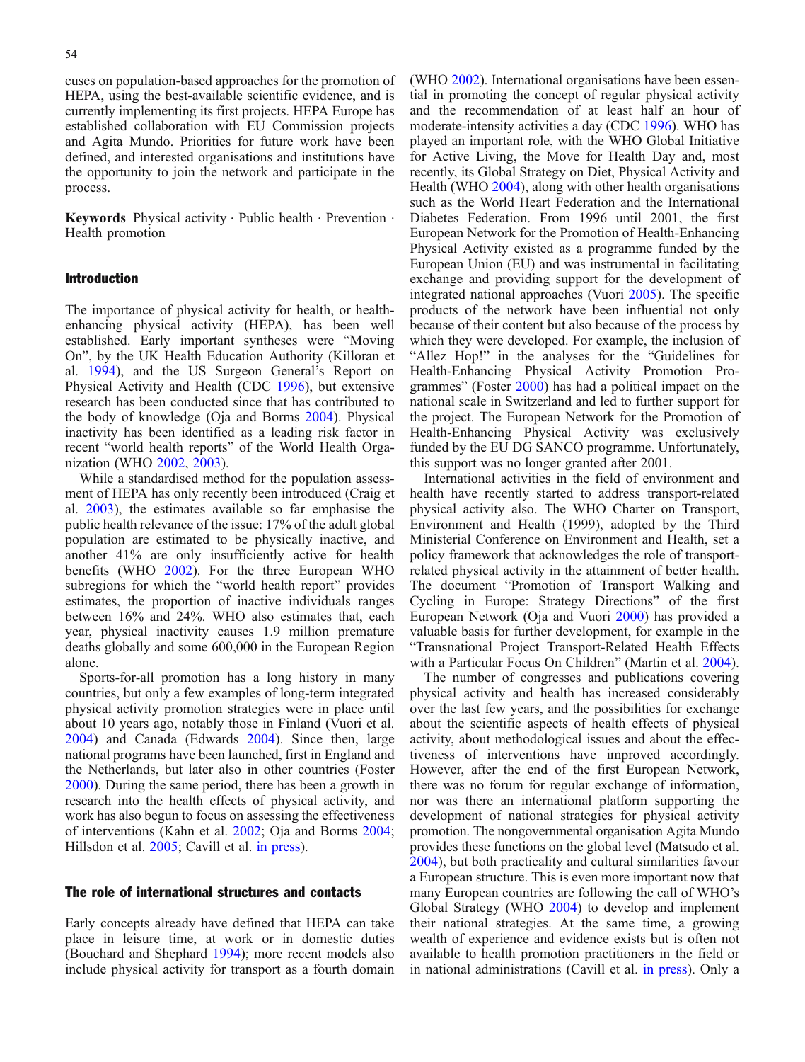cuses on population-based approaches for the promotion of HEPA, using the best-available scientific evidence, and is currently implementing its first projects. HEPA Europe has established collaboration with EU Commission projects and Agita Mundo. Priorities for future work have been defined, and interested organisations and institutions have the opportunity to join the network and participate in the process.

**Keywords** Physical activity · Public health · Prevention · Health promotion

## Introduction

The importance of physical activity for health, or health-enhancing physical activity (HEPA), has been well established. Early important syntheses were "Moving On", by the UK Health Education Authority (Killoran et al. 1994), and the US Surgeon General's Report on Physical Activity and Health (CDC 1996), but extensive research has been conducted since that has contributed to the body of knowledge (Oja and Borms 2004). Physical inactivity has been identified as a leading risk factor in recent "world health reports" of the World Health Organization (WHO 2002, 2003).

While a standardised method for the population assessment of HEPA has only recently been introduced (Craig et al. 2003), the estimates available so far emphasise the public health relevance of the issue: 17% of the adult global population are estimated to be physically inactive, and another 41% are only insufficiently active for health benefits (WHO 2002). For the three European WHO subregions for which the "world health report" provides estimates, the proportion of inactive individuals ranges between 16% and 24%. WHO also estimates that, each year, physical inactivity causes 1.9 million premature deaths globally and some 600,000 in the European Region alone.

Sports-for-all promotion has a long history in many countries, but only a few examples of long-term integrated physical activity promotion strategies were in place until about 10 years ago, notably those in Finland (Vuori et al. 2004) and Canada (Edwards 2004). Since then, large national programs have been launched, first in England and the Netherlands, but later also in other countries (Foster 2000). During the same period, there has been a growth in research into the health effects of physical activity, and work has also begun to focus on assessing the effectiveness of interventions (Kahn et al. 2002; Oja and Borms 2004; Hillsdon et al. 2005; Cavill et al. in press).

## The role of international structures and contacts

Early concepts already have defined that HEPA can take place in leisure time, at work or in domestic duties (Bouchard and Shephard 1994); more recent models also include physical activity for transport as a fourth domain (WHO 2002). International organisations have been essential in promoting the concept of regular physical activity and the recommendation of at least half an hour of moderate-intensity activities a day (CDC 1996). WHO has played an important role, with the WHO Global Initiative for Active Living, the Move for Health Day and, most recently, its Global Strategy on Diet, Physical Activity and Health (WHO 2004), along with other health organisations such as the World Heart Federation and the International Diabetes Federation. From 1996 until 2001, the first European Network for the Promotion of Health-Enhancing Physical Activity existed as a programme funded by the European Union (EU) and was instrumental in facilitating exchange and providing support for the development of integrated national approaches (Vuori 2005). The specific products of the network have been influential not only because of their content but also because of the process by which they were developed. For example, the inclusion of "Allez Hop!" in the analyses for the "Guidelines for Health-Enhancing Physical Activity Promotion Programmes" (Foster 2000) has had a political impact on the national scale in Switzerland and led to further support for the project. The European Network for the Promotion of Health-Enhancing Physical Activity was exclusively funded by the EU DG SANCO programme. Unfortunately, this support was no longer granted after 2001.

International activities in the field of environment and health have recently started to address transport-related physical activity also. The WHO Charter on Transport, Environment and Health (1999), adopted by the Third Ministerial Conference on Environment and Health, set a policy framework that acknowledges the role of transport-related physical activity in the attainment of better health. The document "Promotion of Transport Walking and Cycling in Europe: Strategy Directions" of the first European Network (Oja and Vuori 2000) has provided a valuable basis for further development, for example in the "Transnational Project Transport-Related Health Effects with a Particular Focus On Children" (Martin et al. 2004).

The number of congresses and publications covering physical activity and health has increased considerably over the last few years, and the possibilities for exchange about the scientific aspects of health effects of physical activity, about methodological issues and about the effectiveness of interventions have improved accordingly. However, after the end of the first European Network, there was no forum for regular exchange of information, nor was there an international platform supporting the development of national strategies for physical activity promotion. The nongovernmental organisation Agita Mundo provides these functions on the global level (Matsudo et al. 2004), but both practicality and cultural similarities favour a European structure. This is even more important now that many European countries are following the call of WHO's Global Strategy (WHO 2004) to develop and implement their national strategies. At the same time, a growing wealth of experience and evidence exists but is often not available to health promotion practitioners in the field or in national administrations (Cavill et al. in press). Only a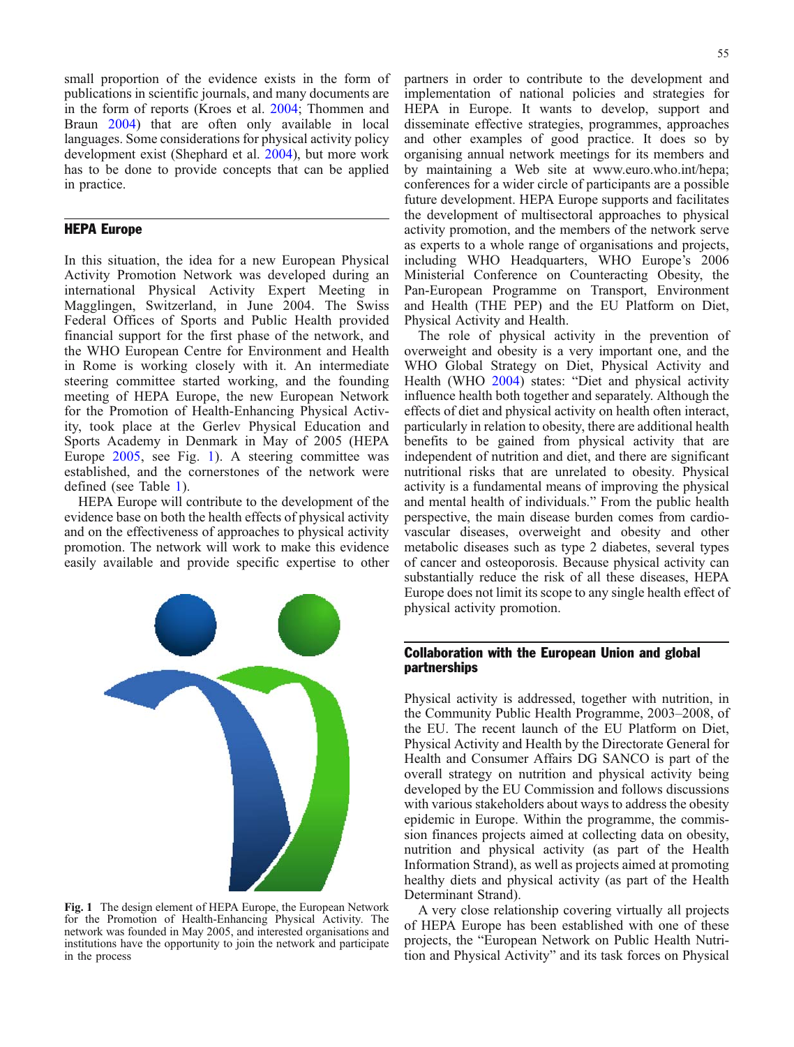small proportion of the evidence exists in the form of publications in scientific journals, and many documents are in the form of reports (Kroes et al. 2004; Thommen and Braun 2004) that are often only available in local languages. Some considerations for physical activity policy development exist (Shephard et al. 2004), but more work has to be done to provide concepts that can be applied in practice.

## HEPA Europe

In this situation, the idea for a new European Physical Activity Promotion Network was developed during an international Physical Activity Expert Meeting in Magglingen, Switzerland, in June 2004. The Swiss Federal Offices of Sports and Public Health provided financial support for the first phase of the network, and the WHO European Centre for Environment and Health in Rome is working closely with it. An intermediate steering committee started working, and the founding meeting of HEPA Europe, the new European Network for the Promotion of Health-Enhancing Physical Activity, took place at the Gerlev Physical Education and Sports Academy in Denmark in May of 2005 (HEPA Europe 2005, see Fig. 1). A steering committee was established, and the cornerstones of the network were defined (see Table 1).

HEPA Europe will contribute to the development of the evidence base on both the health effects of physical activity and on the effectiveness of approaches to physical activity promotion. The network will work to make this evidence easily available and provide specific expertise to other partners in order to contribute to the development and implementation of national policies and strategies for HEPA in Europe. It wants to develop, support and disseminate effective strategies, programmes, approaches and other examples of good practice. It does so by organising annual network meetings for its members and by maintaining a Web site at www.euro.who.int/hepa; conferences for a wider circle of participants are a possible future development. HEPA Europe supports and facilitates the development of multisectoral approaches to physical activity promotion, and the members of the network serve as experts to a whole range of organisations and projects, including WHO Headquarters, WHO Europe's 2006 Ministerial Conference on Counteracting Obesity, the Pan-European Programme on Transport, Environment and Health (THE PEP) and the EU Platform on Diet, Physical Activity and Health.

**Fig. 1** The design element of HEPA Europe, the European Network for the Promotion of Health-Enhancing Physical Activity. The network was founded in May 2005, and interested organisations and institutions have the opportunity to join the network and participate in the process

The role of physical activity in the prevention of overweight and obesity is a very important one, and the WHO Global Strategy on Diet, Physical Activity and Health (WHO 2004) states: "Diet and physical activity influence health both together and separately. Although the effects of diet and physical activity on health often interact, particularly in relation to obesity, there are additional health benefits to be gained from physical activity that are independent of nutrition and diet, and there are significant nutritional risks that are unrelated to obesity. Physical activity is a fundamental means of improving the physical and mental health of individuals." From the public health perspective, the main disease burden comes from cardiovascular diseases, overweight and obesity and other metabolic diseases such as type 2 diabetes, several types of cancer and osteoporosis. Because physical activity can substantially reduce the risk of all these diseases, HEPA Europe does not limit its scope to any single health effect of physical activity promotion.

## Collaboration with the European Union and global partnerships

Physical activity is addressed, together with nutrition, in the Community Public Health Programme, 2003–2008, of the EU. The recent launch of the EU Platform on Diet, Physical Activity and Health by the Directorate General for Health and Consumer Affairs DG SANCO is part of the overall strategy on nutrition and physical activity being developed by the EU Commission and follows discussions with various stakeholders about ways to address the obesity epidemic in Europe. Within the programme, the commission finances projects aimed at collecting data on obesity, nutrition and physical activity (as part of the Health Information Strand), as well as projects aimed at promoting healthy diets and physical activity (as part of the Health Determinant Strand).

A very close relationship covering virtually all projects of HEPA Europe has been established with one of these projects, the "European Network on Public Health Nutrition and Physical Activity" and its task forces on Physical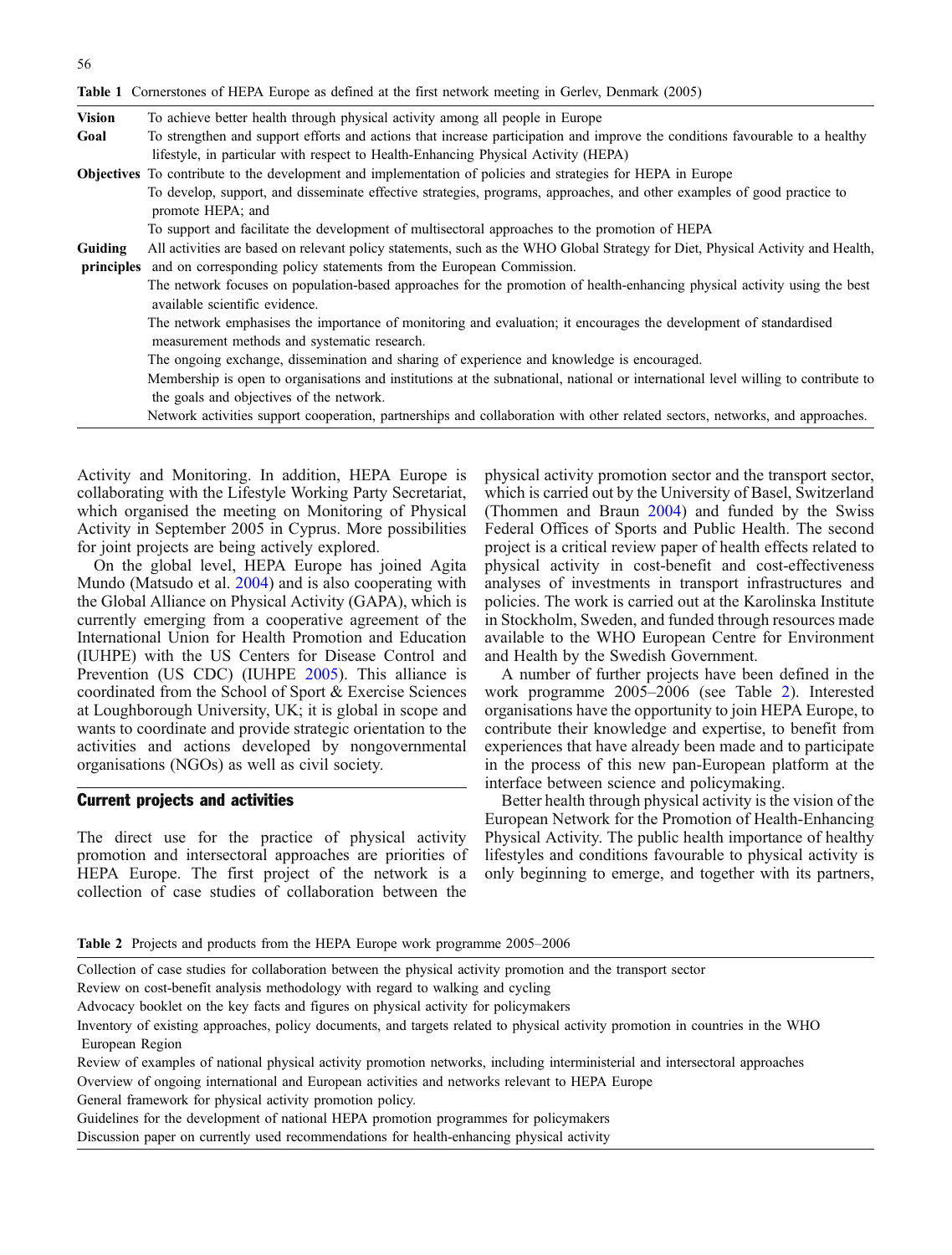Table 1 Cornerstones of HEPA Europe as defined at the first network meeting in Gerlev, Denmark (2005)

| | |
|---|---|
| **Vision** | To achieve better health through physical activity among all people in Europe |
| **Goal** | To strengthen and support efforts and actions that increase participation and improve the conditions favourable to a healthy lifestyle, in particular with respect to Health-Enhancing Physical Activity (HEPA) |
| **Objectives** | To contribute to the development and implementation of policies and strategies for HEPA in Europe |
| | To develop, support, and disseminate effective strategies, programs, approaches, and other examples of good practice to promote HEPA; and |
| | To support and facilitate the development of multisectoral approaches to the promotion of HEPA |
| **Guiding principles** | All activities are based on relevant policy statements, such as the WHO Global Strategy for Diet, Physical Activity and Health, and on corresponding policy statements from the European Commission. |
| | The network focuses on population-based approaches for the promotion of health-enhancing physical activity using the best available scientific evidence. |
| | The network emphasises the importance of monitoring and evaluation; it encourages the development of standardised measurement methods and systematic research. |
| | The ongoing exchange, dissemination and sharing of experience and knowledge is encouraged. |
| | Membership is open to organisations and institutions at the subnational, national or international level willing to contribute to the goals and objectives of the network. |
| | Network activities support cooperation, partnerships and collaboration with other related sectors, networks, and approaches. |

Activity and Monitoring. In addition, HEPA Europe is collaborating with the Lifestyle Working Party Secretariat, which organised the meeting on Monitoring of Physical Activity in September 2005 in Cyprus. More possibilities for joint projects are being actively explored.

On the global level, HEPA Europe has joined Agita Mundo (Matsudo et al. 2004) and is also cooperating with the Global Alliance on Physical Activity (GAPA), which is currently emerging from a cooperative agreement of the International Union for Health Promotion and Education (IUHPE) with the US Centers for Disease Control and Prevention (US CDC) (IUHPE 2005). This alliance is coordinated from the School of Sport & Exercise Sciences at Loughborough University, UK; it is global in scope and wants to coordinate and provide strategic orientation to the activities and actions developed by nongovernmental organisations (NGOs) as well as civil society.

## Current projects and activities

The direct use for the practice of physical activity promotion and intersectoral approaches are priorities of HEPA Europe. The first project of the network is a collection of case studies of collaboration between the physical activity promotion sector and the transport sector, which is carried out by the University of Basel, Switzerland (Thommen and Braun 2004) and funded by the Swiss Federal Offices of Sports and Public Health. The second project is a critical review paper of health effects related to physical activity in cost-benefit and cost-effectiveness analyses of investments in transport infrastructures and policies. The work is carried out at the Karolinska Institute in Stockholm, Sweden, and funded through resources made available to the WHO European Centre for Environment and Health by the Swedish Government.

A number of further projects have been defined in the work programme 2005–2006 (see Table 2). Interested organisations have the opportunity to join HEPA Europe, to contribute their knowledge and expertise, to benefit from experiences that have already been made and to participate in the process of this new pan-European platform at the interface between science and policymaking.

Better health through physical activity is the vision of the European Network for the Promotion of Health-Enhancing Physical Activity. The public health importance of healthy lifestyles and conditions favourable to physical activity is only beginning to emerge, and together with its partners,

Table 2 Projects and products from the HEPA Europe work programme 2005–2006

| |
|---|
| Collection of case studies for collaboration between the physical activity promotion and the transport sector |
| Review on cost-benefit analysis methodology with regard to walking and cycling |
| Advocacy booklet on the key facts and figures on physical activity for policymakers |
| Inventory of existing approaches, policy documents, and targets related to physical activity promotion in countries in the WHO European Region |
| Review of examples of national physical activity promotion networks, including interministerial and intersectoral approaches |
| Overview of ongoing international and European activities and networks relevant to HEPA Europe |
| General framework for physical activity promotion policy. |
| Guidelines for the development of national HEPA promotion programmes for policymakers |
| Discussion paper on currently used recommendations for health-enhancing physical activity |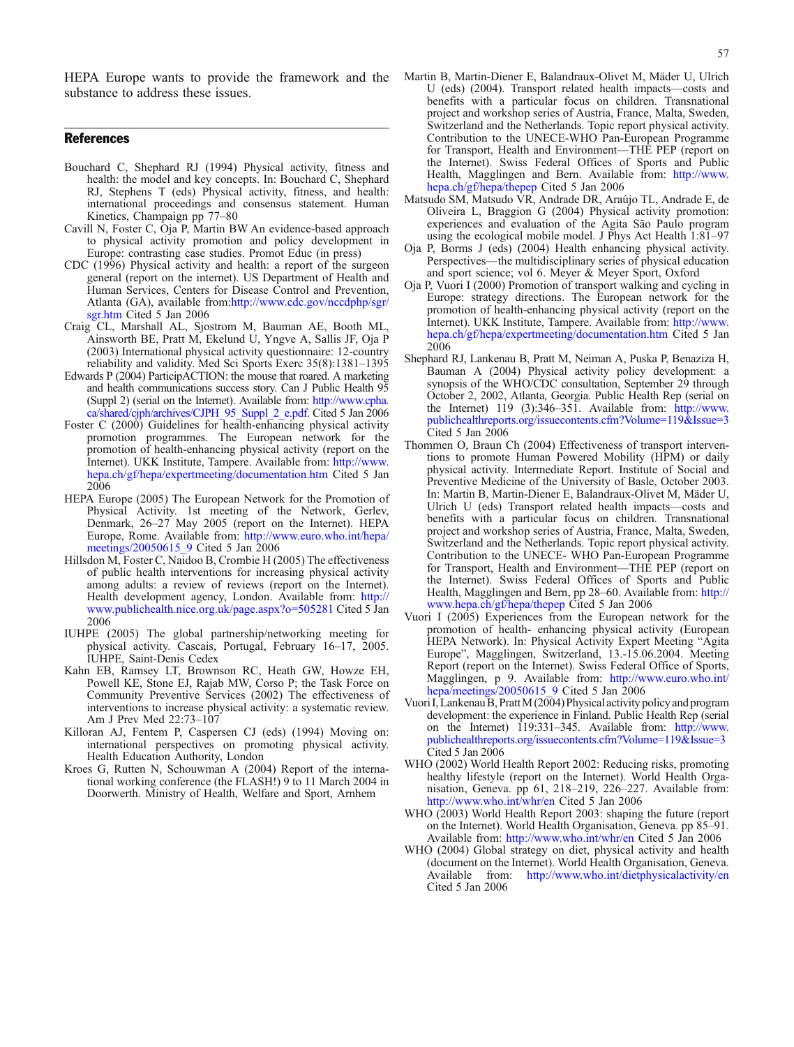HEPA Europe wants to provide the framework and the substance to address these issues.

## References

Bouchard C, Shephard RJ (1994) Physical activity, fitness and health: the model and key concepts. In: Bouchard C, Shephard RJ, Stephens T (eds) Physical activity, fitness, and health: international proceedings and consensus statement. Human Kinetics, Champaign pp 77–80

Cavill N, Foster C, Oja P, Martin BW An evidence-based approach to physical activity promotion and policy development in Europe: contrasting case studies. Promot Educ (in press)

CDC (1996) Physical activity and health: a report of the surgeon general (report on the internet). US Department of Health and Human Services, Centers for Disease Control and Prevention, Atlanta (GA), available from:http://www.cdc.gov/nccdphp/sgr/sgr.htm Cited 5 Jan 2006

Craig CL, Marshall AL, Sjostrom M, Bauman AE, Booth ML, Ainsworth BE, Pratt M, Ekelund U, Yngve A, Sallis JF, Oja P (2003) International physical activity questionnaire: 12-country reliability and validity. Med Sci Sports Exerc 35(8):1381–1395

Edwards P (2004) ParticipACTION: the mouse that roared. A marketing and health communications success story. Can J Public Health 95 (Suppl 2) (serial on the Internet). Available from: http://www.cpha.ca/shared/cjph/archives/CJPH_95_Suppl_2_e.pdf. Cited 5 Jan 2006

Foster C (2000) Guidelines for health-enhancing physical activity promotion programmes. The European network for the promotion of health-enhancing physical activity (report on the Internet). UKK Institute, Tampere. Available from: http://www.hepa.ch/gf/hepa/expertmeeting/documentation.htm Cited 5 Jan 2006

HEPA Europe (2005) The European Network for the Promotion of Physical Activity. 1st meeting of the Network, Gerlev, Denmark, 26–27 May 2005 (report on the Internet). HEPA Europe, Rome. Available from: http://www.euro.who.int/hepa/meetings/20050615_9 Cited 5 Jan 2006

Hillsdon M, Foster C, Naidoo B, Crombie H (2005) The effectiveness of public health interventions for increasing physical activity among adults: a review of reviews (report on the Internet). Health development agency, London. Available from: http://www.publichealth.nice.org.uk/page.aspx?o=505281 Cited 5 Jan 2006

IUHPE (2005) The global partnership/networking meeting for physical activity. Cascais, Portugal, February 16–17, 2005. IUHPE, Saint-Denis Cedex

Kahn EB, Ramsey LT, Brownson RC, Heath GW, Howze EH, Powell KE, Stone EJ, Rajab MW, Corso P; the Task Force on Community Preventive Services (2002) The effectiveness of interventions to increase physical activity: a systematic review. Am J Prev Med 22:73–107

Killoran AJ, Fentem P, Caspersen CJ (eds) (1994) Moving on: international perspectives on promoting physical activity. Health Education Authority, London

Kroes G, Rutten N, Schouwman A (2004) Report of the international working conference (the FLASH!) 9 to 11 March 2004 in Doorwerth. Ministry of Health, Welfare and Sport, Arnhem

Martin B, Martin-Diener E, Balandraux-Olivet M, Mäder U, Ulrich U (eds) (2004). Transport related health impacts—costs and benefits with a particular focus on children. Transnational project and workshop series of Austria, France, Malta, Sweden, Switzerland and the Netherlands. Topic report physical activity. Contribution to the UNECE-WHO Pan-European Programme for Transport, Health and Environment—THE PEP (report on the Internet). Swiss Federal Offices of Sports and Public Health, Magglingen and Bern. Available from: http://www.hepa.ch/gf/hepa/thepep Cited 5 Jan 2006

Matsudo SM, Matsudo VR, Andrade DR, Araújo TL, Andrade E, de Oliveira L, Braggion G (2004) Physical activity promotion: experiences and evaluation of the Agita São Paulo program using the ecological mobile model. J Phys Act Health 1:81–97

Oja P, Borms J (eds) (2004) Health enhancing physical activity. Perspectives—the multidisciplinary series of physical education and sport science; vol 6. Meyer & Meyer Sport, Oxford

Oja P, Vuori I (2000) Promotion of transport walking and cycling in Europe: strategy directions. The European network for the promotion of health-enhancing physical activity (report on the Internet). UKK Institute, Tampere. Available from: http://www.hepa.ch/gf/hepa/expertmeeting/documentation.htm Cited 5 Jan 2006

Shephard RJ, Lankenau B, Pratt M, Neiman A, Puska P, Benaziza H, Bauman A (2004) Physical activity policy development: a synopsis of the WHO/CDC consultation, September 29 through October 2, 2002, Atlanta, Georgia. Public Health Rep (serial on the Internet) 119 (3):346–351. Available from: http://www.publichealthreports.org/issuecontents.cfm?Volume=119&Issue=3 Cited 5 Jan 2006

Thommen O, Braun Ch (2004) Effectiveness of transport interventions to promote Human Powered Mobility (HPM) or daily physical activity. Intermediate Report. Institute of Social and Preventive Medicine of the University of Basle, October 2003. In: Martin B, Martin-Diener E, Balandraux-Olivet M, Mäder U, Ulrich U (eds) Transport related health impacts—costs and benefits with a particular focus on children. Transnational project and workshop series of Austria, France, Malta, Sweden, Switzerland and the Netherlands. Topic report physical activity. Contribution to the UNECE- WHO Pan-European Programme for Transport, Health and Environment—THE PEP (report on the Internet). Swiss Federal Offices of Sports and Public Health, Magglingen and Bern, pp 28–60. Available from: http://www.hepa.ch/gf/hepa/thepep Cited 5 Jan 2006

Vuori I (2005) Experiences from the European network for the promotion of health- enhancing physical activity (European HEPA Network). In: Physical Activity Expert Meeting "Agita Europe", Magglingen, Switzerland, 13.-15.06.2004. Meeting Report (report on the Internet). Swiss Federal Office of Sports, Magglingen, p 9. Available from: http://www.euro.who.int/hepa/meetings/20050615_9 Cited 5 Jan 2006

Vuori I, Lankenau B, Pratt M (2004) Physical activity policy and program development: the experience in Finland. Public Health Rep (serial on the Internet) 119:331–345. Available from: http://www.publichealthreports.org/issuecontents.cfm?Volume=119&Issue=3 Cited 5 Jan 2006

WHO (2002) World Health Report 2002: Reducing risks, promoting healthy lifestyle (report on the Internet). World Health Organisation, Geneva. pp 61, 218–219, 226–227. Available from: http://www.who.int/whr/en Cited 5 Jan 2006

WHO (2003) World Health Report 2003: shaping the future (report on the Internet). World Health Organisation, Geneva. pp 85–91. Available from: http://www.who.int/whr/en Cited 5 Jan 2006

WHO (2004) Global strategy on diet, physical activity and health (document on the Internet). World Health Organisation, Geneva. Available from: http://www.who.int/dietphysicalactivity/en Cited 5 Jan 2006